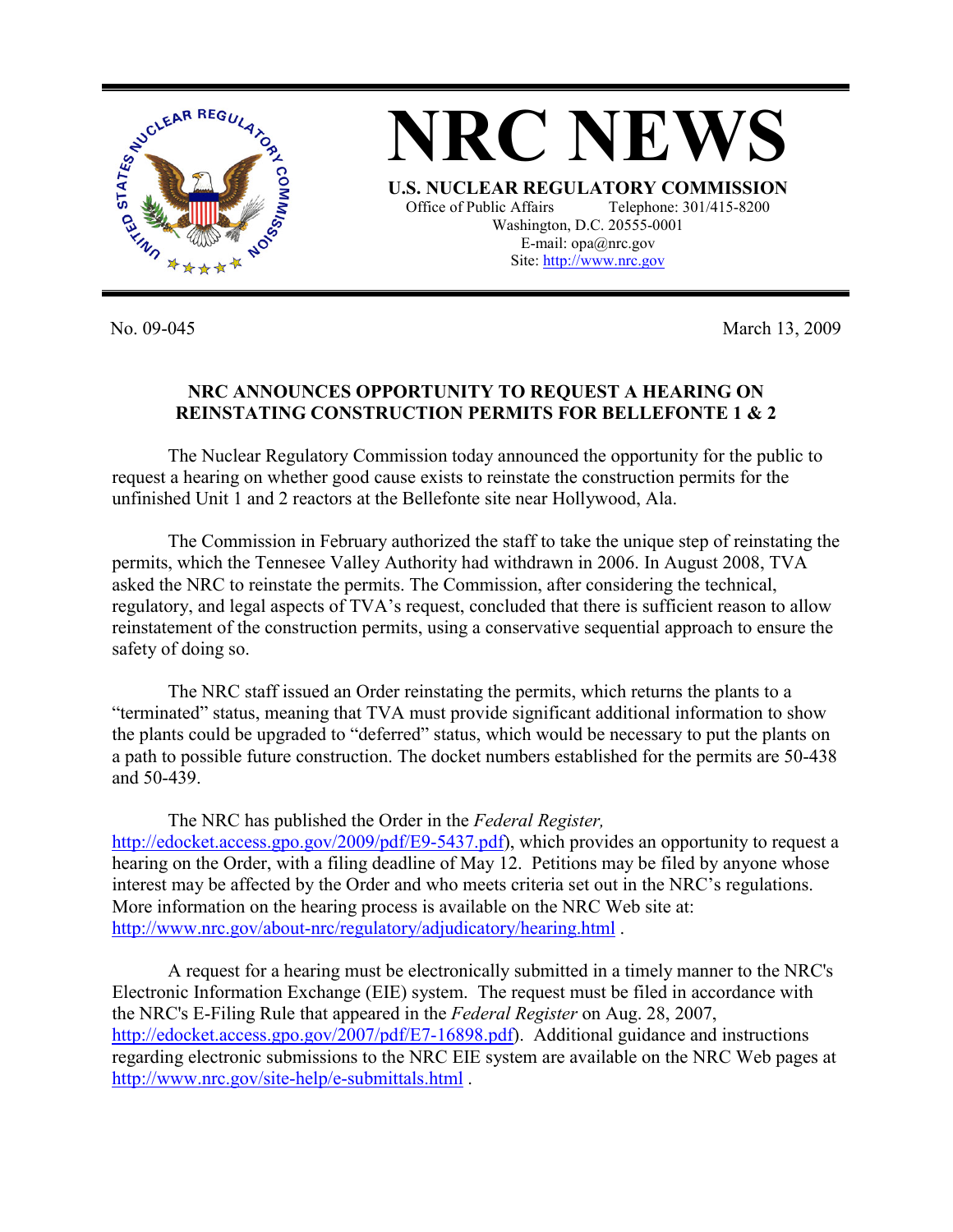# NRC NEWS

**U.S. NUCLEAR REGULATORY COMMISSION**

Office of Public Affairs Telephone: 301/415-8200
Washington, D.C. 20555-0001
E-mail: opa@nrc.gov
Site: http://www.nrc.gov

No. 09-045 March 13, 2009

**NRC ANNOUNCES OPPORTUNITY TO REQUEST A HEARING ON REINSTATING CONSTRUCTION PERMITS FOR BELLEFONTE 1 & 2**

The Nuclear Regulatory Commission today announced the opportunity for the public to request a hearing on whether good cause exists to reinstate the construction permits for the unfinished Unit 1 and 2 reactors at the Bellefonte site near Hollywood, Ala.

The Commission in February authorized the staff to take the unique step of reinstating the permits, which the Tennessee Valley Authority had withdrawn in 2006. In August 2008, TVA asked the NRC to reinstate the permits. The Commission, after considering the technical, regulatory, and legal aspects of TVA's request, concluded that there is sufficient reason to allow reinstatement of the construction permits, using a conservative sequential approach to ensure the safety of doing so.

The NRC staff issued an Order reinstating the permits, which returns the plants to a "terminated" status, meaning that TVA must provide significant additional information to show the plants could be upgraded to "deferred" status, which would be necessary to put the plants on a path to possible future construction. The docket numbers established for the permits are 50-438 and 50-439.

The NRC has published the Order in the *Federal Register,* http://edocket.access.gpo.gov/2009/pdf/E9-5437.pdf), which provides an opportunity to request a hearing on the Order, with a filing deadline of May 12. Petitions may be filed by anyone whose interest may be affected by the Order and who meets criteria set out in the NRC's regulations. More information on the hearing process is available on the NRC Web site at: http://www.nrc.gov/about-nrc/regulatory/adjudicatory/hearing.html .

A request for a hearing must be electronically submitted in a timely manner to the NRC's Electronic Information Exchange (EIE) system. The request must be filed in accordance with the NRC's E-Filing Rule that appeared in the *Federal Register* on Aug. 28, 2007, http://edocket.access.gpo.gov/2007/pdf/E7-16898.pdf). Additional guidance and instructions regarding electronic submissions to the NRC EIE system are available on the NRC Web pages at http://www.nrc.gov/site-help/e-submittals.html .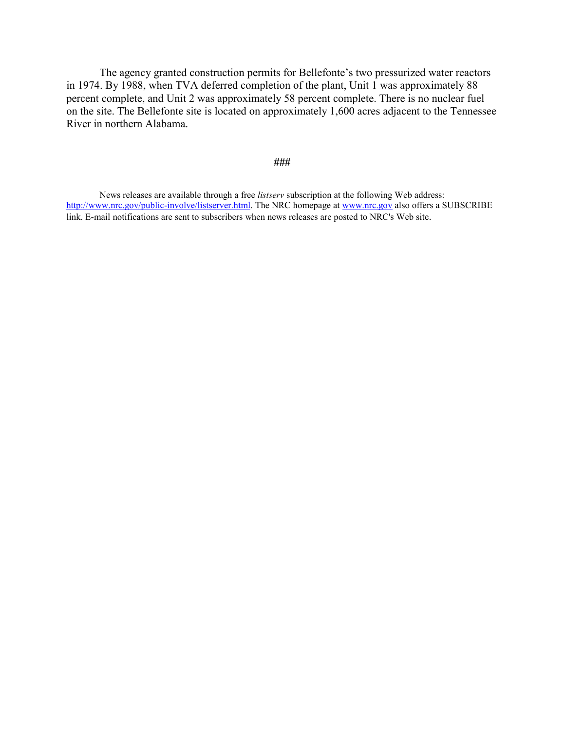The agency granted construction permits for Bellefonte's two pressurized water reactors in 1974. By 1988, when TVA deferred completion of the plant, Unit 1 was approximately 88 percent complete, and Unit 2 was approximately 58 percent complete. There is no nuclear fuel on the site. The Bellefonte site is located on approximately 1,600 acres adjacent to the Tennessee River in northern Alabama.

###

News releases are available through a free *listserv* subscription at the following Web address: http://www.nrc.gov/public-involve/listserver.html. The NRC homepage at www.nrc.gov also offers a SUBSCRIBE link. E-mail notifications are sent to subscribers when news releases are posted to NRC's Web site.